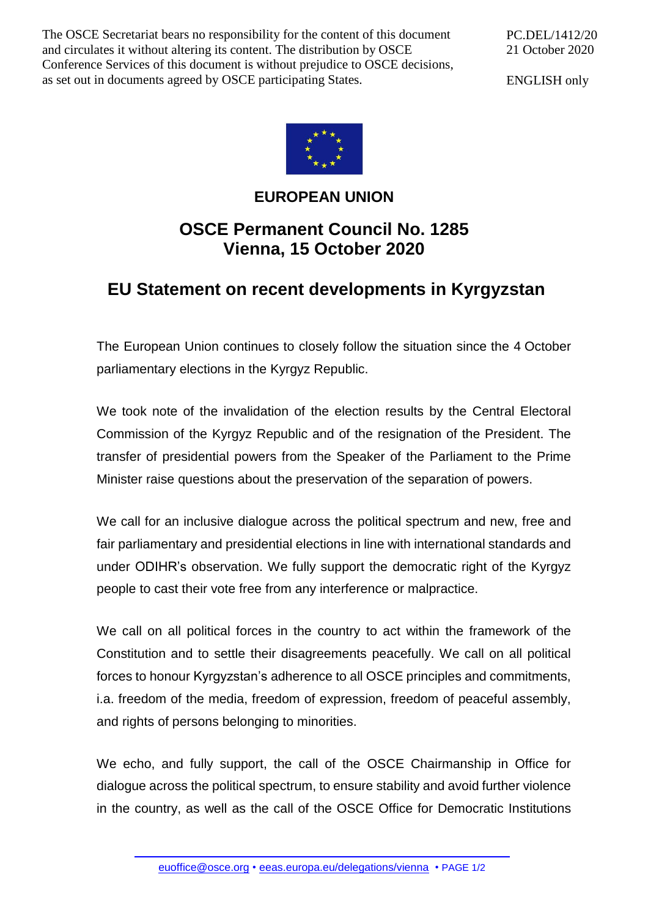The OSCE Secretariat bears no responsibility for the content of this document and circulates it without altering its content. The distribution by OSCE Conference Services of this document is without prejudice to OSCE decisions, as set out in documents agreed by OSCE participating States.

PC.DEL/1412/20
21 October 2020

ENGLISH only

**EUROPEAN UNION**

## OSCE Permanent Council No. 1285
## Vienna, 15 October 2020

# EU Statement on recent developments in Kyrgyzstan

The European Union continues to closely follow the situation since the 4 October parliamentary elections in the Kyrgyz Republic.

We took note of the invalidation of the election results by the Central Electoral Commission of the Kyrgyz Republic and of the resignation of the President. The transfer of presidential powers from the Speaker of the Parliament to the Prime Minister raise questions about the preservation of the separation of powers.

We call for an inclusive dialogue across the political spectrum and new, free and fair parliamentary and presidential elections in line with international standards and under ODIHR's observation. We fully support the democratic right of the Kyrgyz people to cast their vote free from any interference or malpractice.

We call on all political forces in the country to act within the framework of the Constitution and to settle their disagreements peacefully. We call on all political forces to honour Kyrgyzstan's adherence to all OSCE principles and commitments, i.a. freedom of the media, freedom of expression, freedom of peaceful assembly, and rights of persons belonging to minorities.

We echo, and fully support, the call of the OSCE Chairmanship in Office for dialogue across the political spectrum, to ensure stability and avoid further violence in the country, as well as the call of the OSCE Office for Democratic Institutions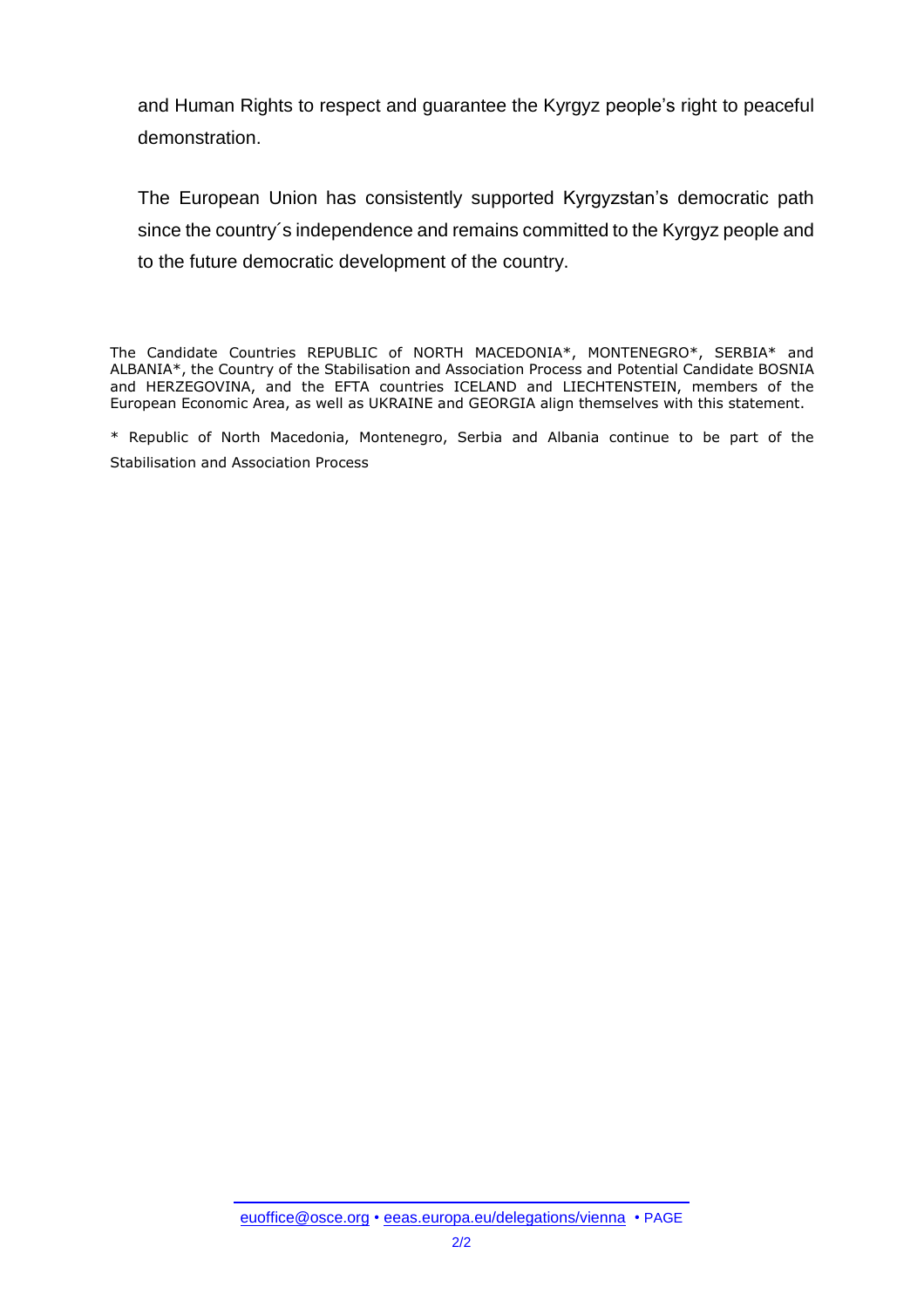and Human Rights to respect and guarantee the Kyrgyz people's right to peaceful demonstration.

The European Union has consistently supported Kyrgyzstan's democratic path since the country´s independence and remains committed to the Kyrgyz people and to the future democratic development of the country.

The Candidate Countries REPUBLIC of NORTH MACEDONIA*, MONTENEGRO*, SERBIA* and ALBANIA*, the Country of the Stabilisation and Association Process and Potential Candidate BOSNIA and HERZEGOVINA, and the EFTA countries ICELAND and LIECHTENSTEIN, members of the European Economic Area, as well as UKRAINE and GEORGIA align themselves with this statement.

* Republic of North Macedonia, Montenegro, Serbia and Albania continue to be part of the Stabilisation and Association Process